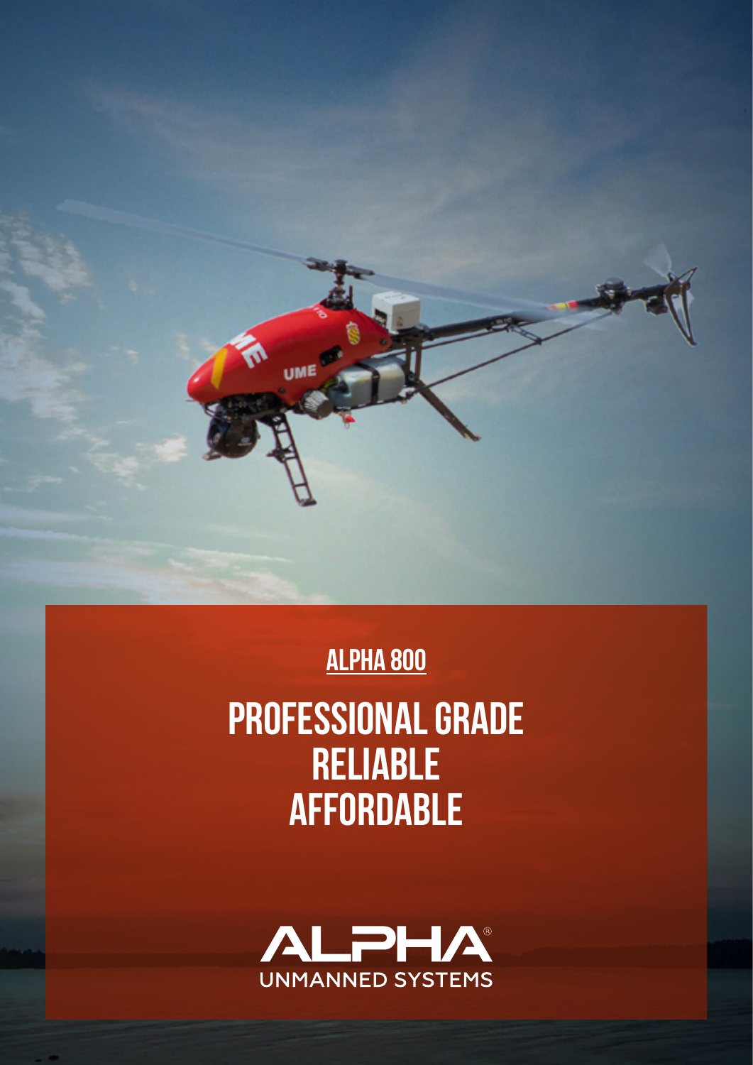## ALPHA 800

# PROFESSIONAL GRADE
# RELIABLE
# AFFORDABLE

ALPHA®
UNMANNED SYSTEMS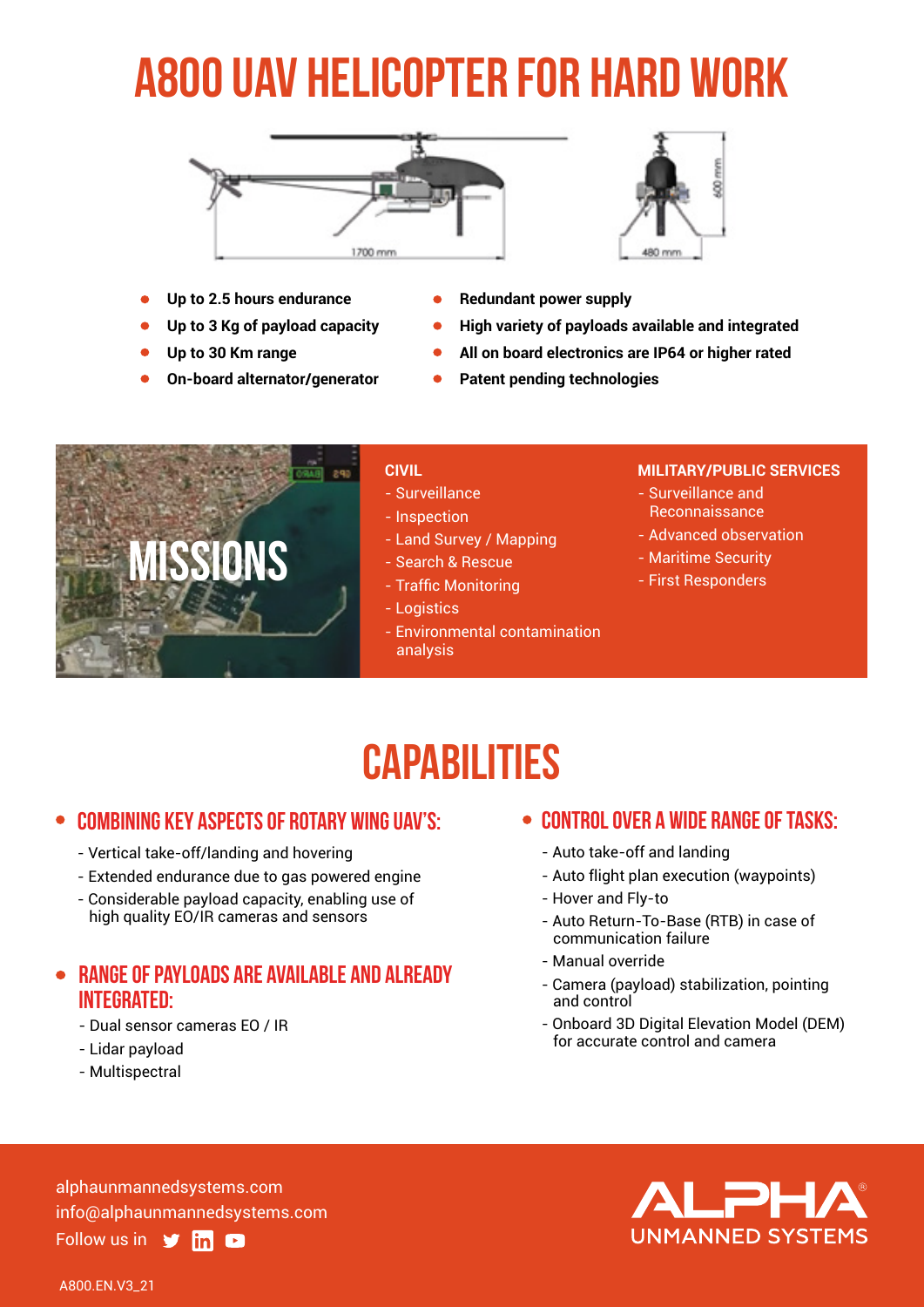# A800 UAV HELICOPTER FOR HARD WORK

1700 mm

480 mm

600 mm

- **Up to 2.5 hours endurance**
- **Up to 3 Kg of payload capacity**
- **Up to 30 Km range**
- **On-board alternator/generator**
- **Redundant power supply**
- **High variety of payloads available and integrated**
- **All on board electronics are IP64 or higher rated**
- **Patent pending technologies**

## MISSIONS

**CIVIL**

- Surveillance
- Inspection
- Land Survey / Mapping
- Search & Rescue
- Traffic Monitoring
- Logistics
- Environmental contamination analysis

**MILITARY/PUBLIC SERVICES**

- Surveillance and Reconnaissance
- Advanced observation
- Maritime Security
- First Responders

# CAPABILITIES

### COMBINING KEY ASPECTS OF ROTARY WING UAV'S:

- Vertical take-off/landing and hovering
- Extended endurance due to gas powered engine
- Considerable payload capacity, enabling use of high quality EO/IR cameras and sensors

### RANGE OF PAYLOADS ARE AVAILABLE AND ALREADY INTEGRATED:

- Dual sensor cameras EO / IR
- Lidar payload
- Multispectral

### CONTROL OVER A WIDE RANGE OF TASKS:

- Auto take-off and landing
- Auto flight plan execution (waypoints)
- Hover and Fly-to
- Auto Return-To-Base (RTB) in case of communication failure
- Manual override
- Camera (payload) stabilization, pointing and control
- Onboard 3D Digital Elevation Model (DEM) for accurate control and camera

alphaunmannedsystems.com
info@alphaunmannedsystems.com
Follow us in

ALPHA® UNMANNED SYSTEMS

A800.EN.V3_21